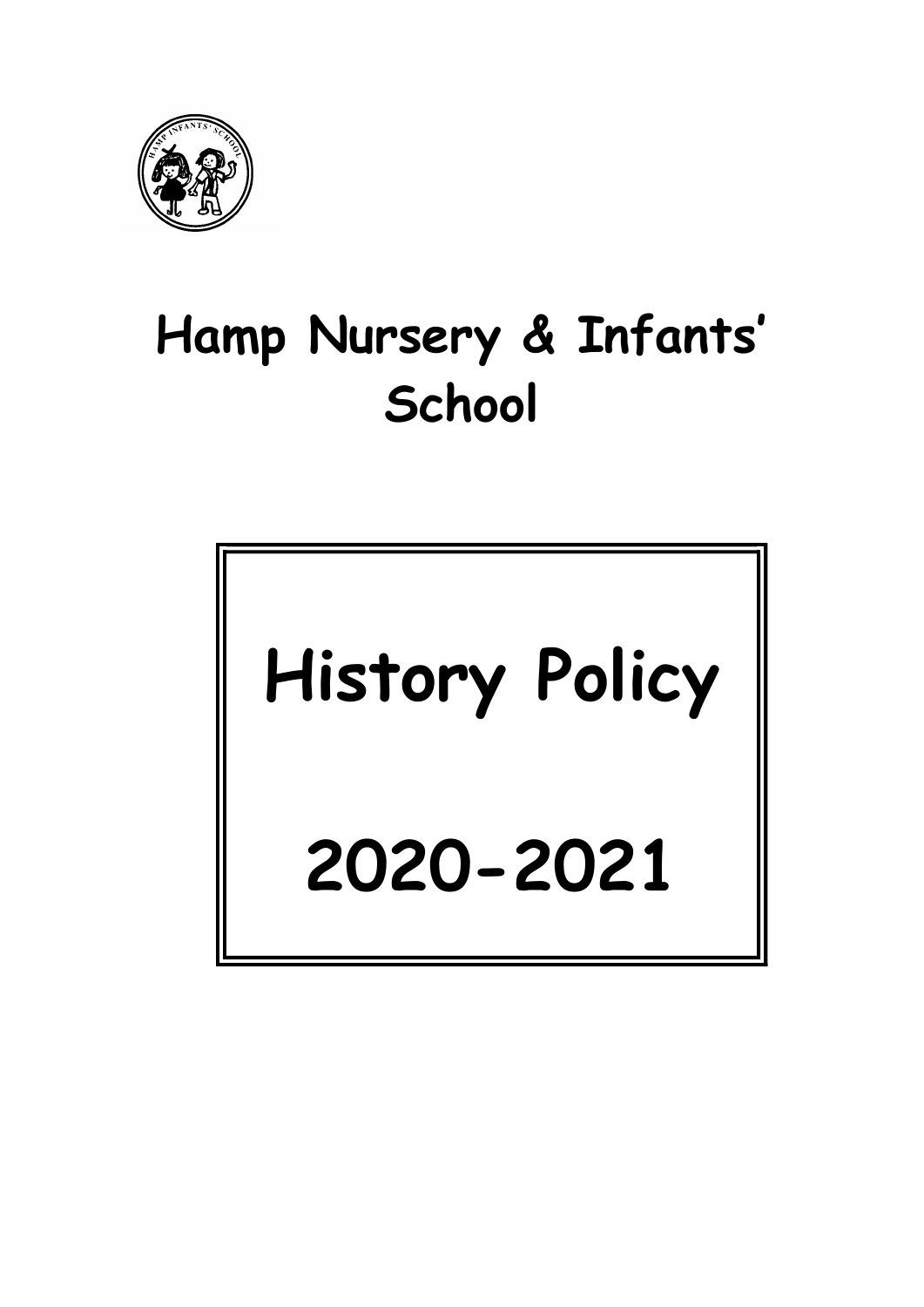# Hamp Nursery & Infants' School

# History Policy

# 2020-2021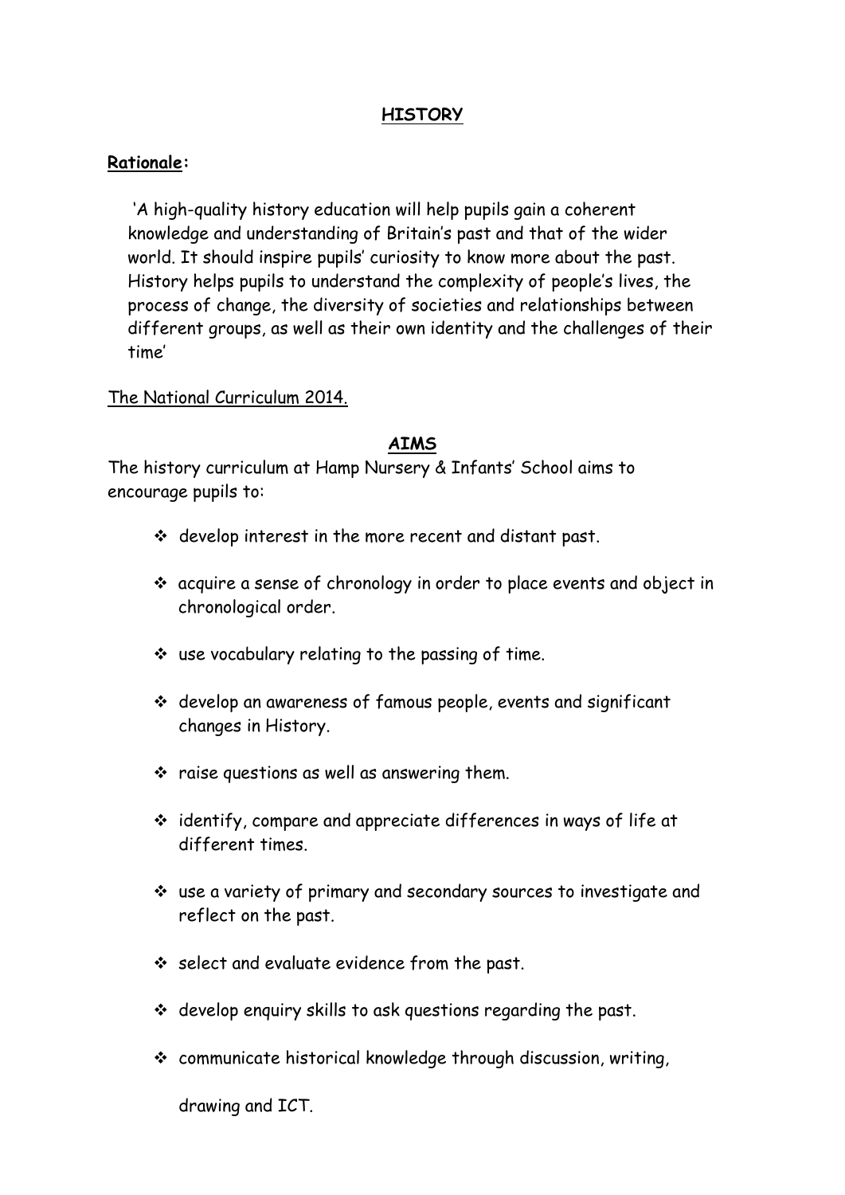# **HISTORY**

**Rationale:**

'A high-quality history education will help pupils gain a coherent knowledge and understanding of Britain's past and that of the wider world. It should inspire pupils' curiosity to know more about the past. History helps pupils to understand the complexity of people's lives, the process of change, the diversity of societies and relationships between different groups, as well as their own identity and the challenges of their time'

The National Curriculum 2014.

## **AIMS**

The history curriculum at Hamp Nursery & Infants' School aims to encourage pupils to:

- develop interest in the more recent and distant past.
- acquire a sense of chronology in order to place events and object in chronological order.
- use vocabulary relating to the passing of time.
- develop an awareness of famous people, events and significant changes in History.
- raise questions as well as answering them.
- identify, compare and appreciate differences in ways of life at different times.
- use a variety of primary and secondary sources to investigate and reflect on the past.
- select and evaluate evidence from the past.
- develop enquiry skills to ask questions regarding the past.
- communicate historical knowledge through discussion, writing, drawing and ICT.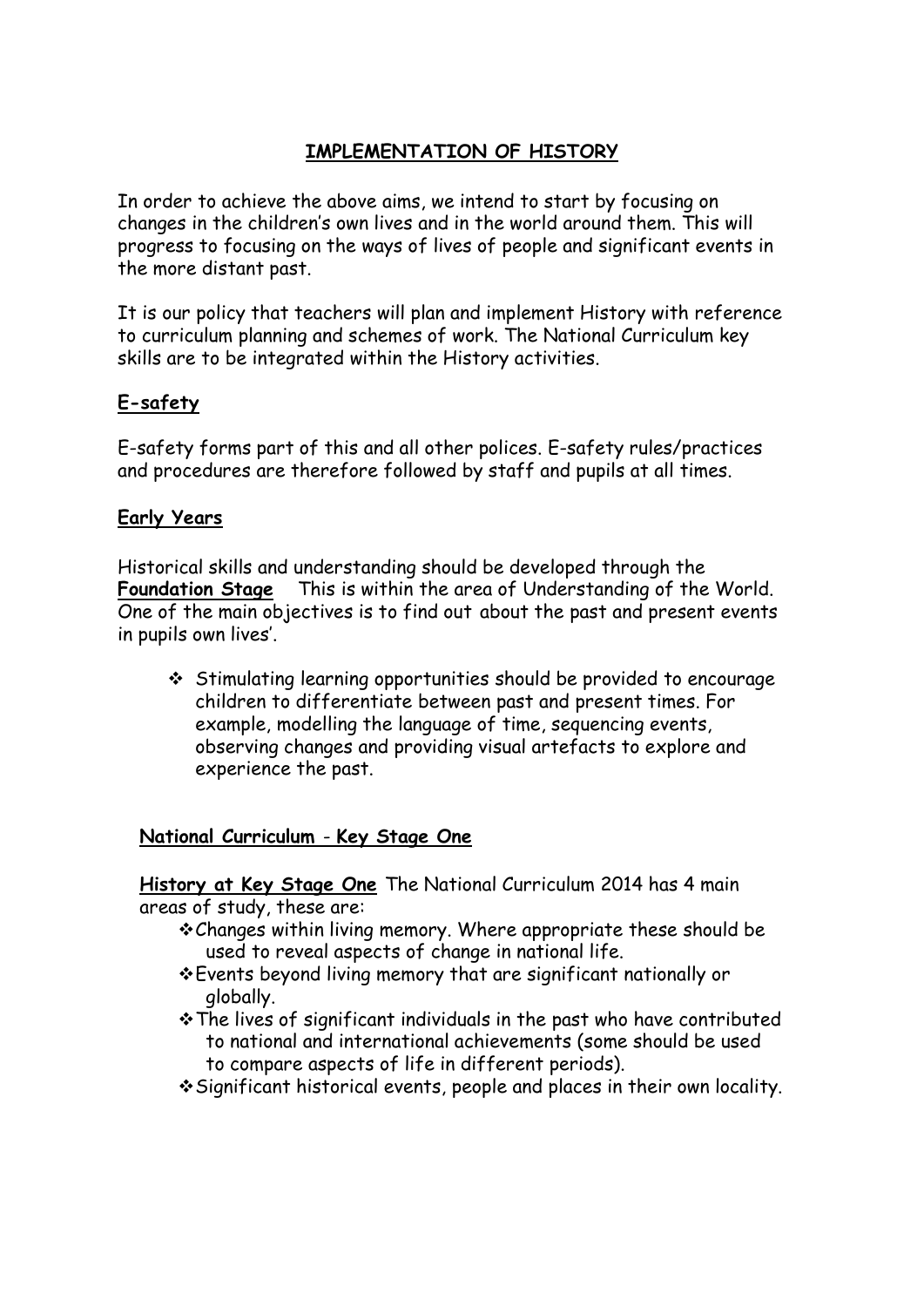# IMPLEMENTATION OF HISTORY

In order to achieve the above aims, we intend to start by focusing on changes in the children's own lives and in the world around them. This will progress to focusing on the ways of lives of people and significant events in the more distant past.

It is our policy that teachers will plan and implement History with reference to curriculum planning and schemes of work. The National Curriculum key skills are to be integrated within the History activities.

## E-safety

E-safety forms part of this and all other polices. E-safety rules/practices and procedures are therefore followed by staff and pupils at all times.

## Early Years

Historical skills and understanding should be developed through the **Foundation Stage** This is within the area of Understanding of the World. One of the main objectives is to find out about the past and present events in pupils own lives'.

- Stimulating learning opportunities should be provided to encourage children to differentiate between past and present times. For example, modelling the language of time, sequencing events, observing changes and providing visual artefacts to explore and experience the past.

## National Curriculum - Key Stage One

**History at Key Stage One** The National Curriculum 2014 has 4 main areas of study, these are:

- Changes within living memory. Where appropriate these should be used to reveal aspects of change in national life.
- Events beyond living memory that are significant nationally or globally.
- The lives of significant individuals in the past who have contributed to national and international achievements (some should be used to compare aspects of life in different periods).
- Significant historical events, people and places in their own locality.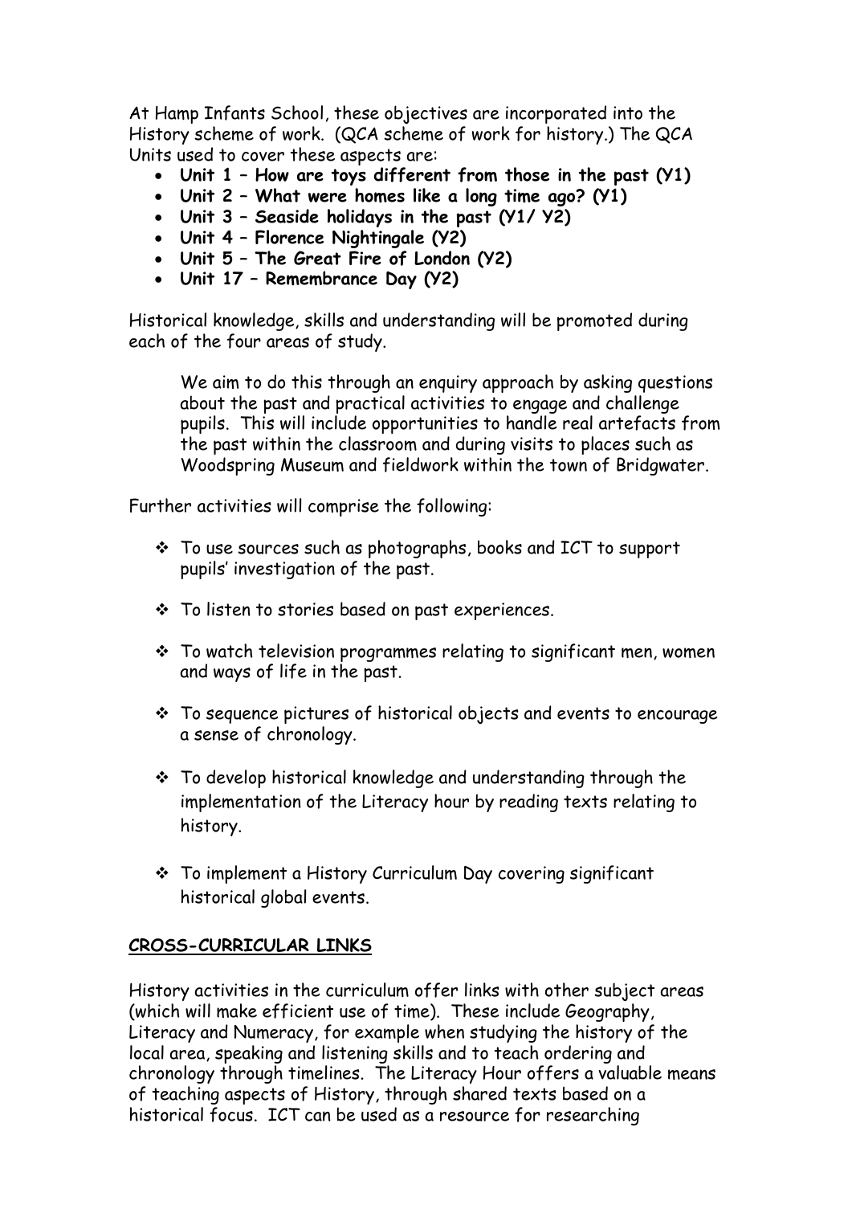At Hamp Infants School, these objectives are incorporated into the History scheme of work. (QCA scheme of work for history.) The QCA Units used to cover these aspects are:

- **Unit 1 – How are toys different from those in the past (Y1)**
- **Unit 2 – What were homes like a long time ago? (Y1)**
- **Unit 3 – Seaside holidays in the past (Y1/ Y2)**
- **Unit 4 – Florence Nightingale (Y2)**
- **Unit 5 – The Great Fire of London (Y2)**
- **Unit 17 – Remembrance Day (Y2)**

Historical knowledge, skills and understanding will be promoted during each of the four areas of study.

> We aim to do this through an enquiry approach by asking questions about the past and practical activities to engage and challenge pupils. This will include opportunities to handle real artefacts from the past within the classroom and during visits to places such as Woodspring Museum and fieldwork within the town of Bridgwater.

Further activities will comprise the following:

- To use sources such as photographs, books and ICT to support pupils' investigation of the past.
- To listen to stories based on past experiences.
- To watch television programmes relating to significant men, women and ways of life in the past.
- To sequence pictures of historical objects and events to encourage a sense of chronology.
- To develop historical knowledge and understanding through the implementation of the Literacy hour by reading texts relating to history.
- To implement a History Curriculum Day covering significant historical global events.

**CROSS-CURRICULAR LINKS**

History activities in the curriculum offer links with other subject areas (which will make efficient use of time). These include Geography, Literacy and Numeracy, for example when studying the history of the local area, speaking and listening skills and to teach ordering and chronology through timelines. The Literacy Hour offers a valuable means of teaching aspects of History, through shared texts based on a historical focus. ICT can be used as a resource for researching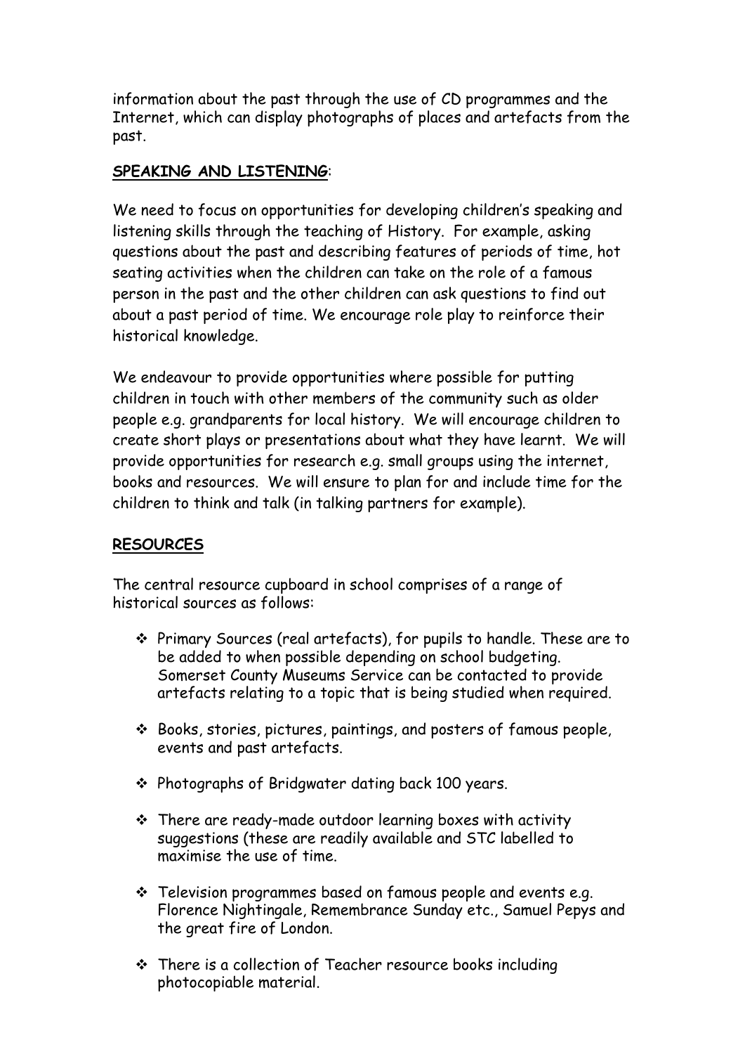information about the past through the use of CD programmes and the Internet, which can display photographs of places and artefacts from the past.

**SPEAKING AND LISTENING**:

We need to focus on opportunities for developing children's speaking and listening skills through the teaching of History. For example, asking questions about the past and describing features of periods of time, hot seating activities when the children can take on the role of a famous person in the past and the other children can ask questions to find out about a past period of time. We encourage role play to reinforce their historical knowledge.

We endeavour to provide opportunities where possible for putting children in touch with other members of the community such as older people e.g. grandparents for local history. We will encourage children to create short plays or presentations about what they have learnt. We will provide opportunities for research e.g. small groups using the internet, books and resources. We will ensure to plan for and include time for the children to think and talk (in talking partners for example).

**RESOURCES**

The central resource cupboard in school comprises of a range of historical sources as follows:

- Primary Sources (real artefacts), for pupils to handle. These are to be added to when possible depending on school budgeting. Somerset County Museums Service can be contacted to provide artefacts relating to a topic that is being studied when required.
- Books, stories, pictures, paintings, and posters of famous people, events and past artefacts.
- Photographs of Bridgwater dating back 100 years.
- There are ready-made outdoor learning boxes with activity suggestions (these are readily available and STC labelled to maximise the use of time.
- Television programmes based on famous people and events e.g. Florence Nightingale, Remembrance Sunday etc., Samuel Pepys and the great fire of London.
- There is a collection of Teacher resource books including photocopiable material.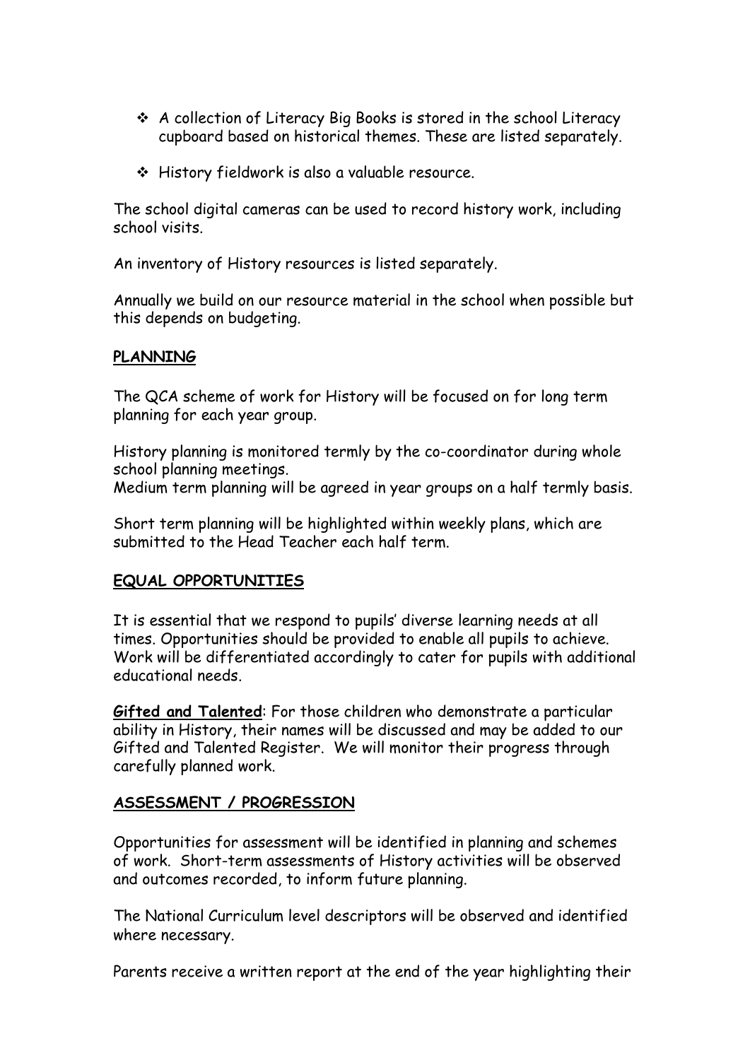- A collection of Literacy Big Books is stored in the school Literacy cupboard based on historical themes. These are listed separately.
- History fieldwork is also a valuable resource.

The school digital cameras can be used to record history work, including school visits.

An inventory of History resources is listed separately.

Annually we build on our resource material in the school when possible but this depends on budgeting.

## PLANNING

The QCA scheme of work for History will be focused on for long term planning for each year group.

History planning is monitored termly by the co-coordinator during whole school planning meetings.
Medium term planning will be agreed in year groups on a half termly basis.

Short term planning will be highlighted within weekly plans, which are submitted to the Head Teacher each half term.

## EQUAL OPPORTUNITIES

It is essential that we respond to pupils' diverse learning needs at all times. Opportunities should be provided to enable all pupils to achieve. Work will be differentiated accordingly to cater for pupils with additional educational needs.

**Gifted and Talented**: For those children who demonstrate a particular ability in History, their names will be discussed and may be added to our Gifted and Talented Register. We will monitor their progress through carefully planned work.

## ASSESSMENT / PROGRESSION

Opportunities for assessment will be identified in planning and schemes of work. Short-term assessments of History activities will be observed and outcomes recorded, to inform future planning.

The National Curriculum level descriptors will be observed and identified where necessary.

Parents receive a written report at the end of the year highlighting their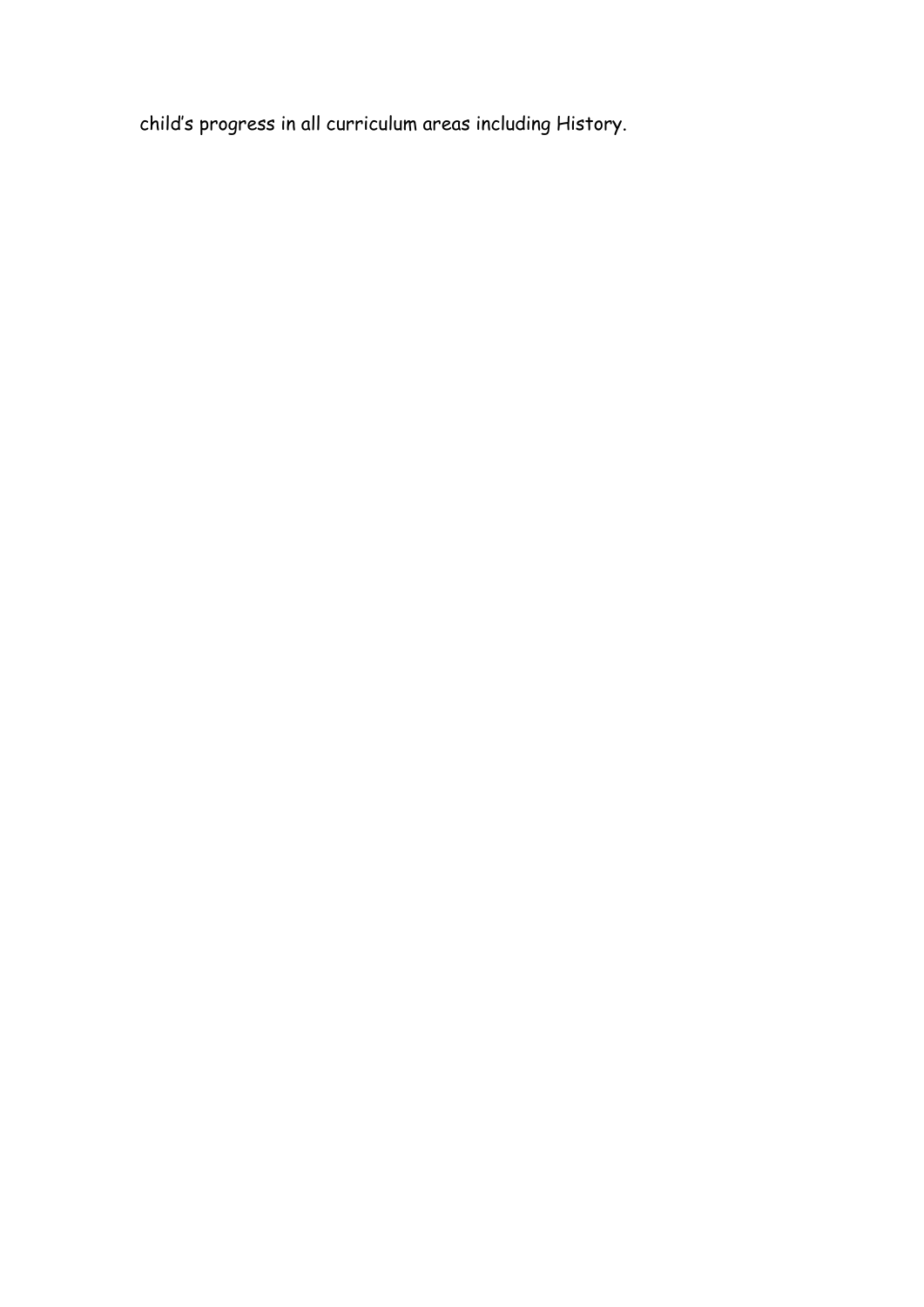child's progress in all curriculum areas including History.